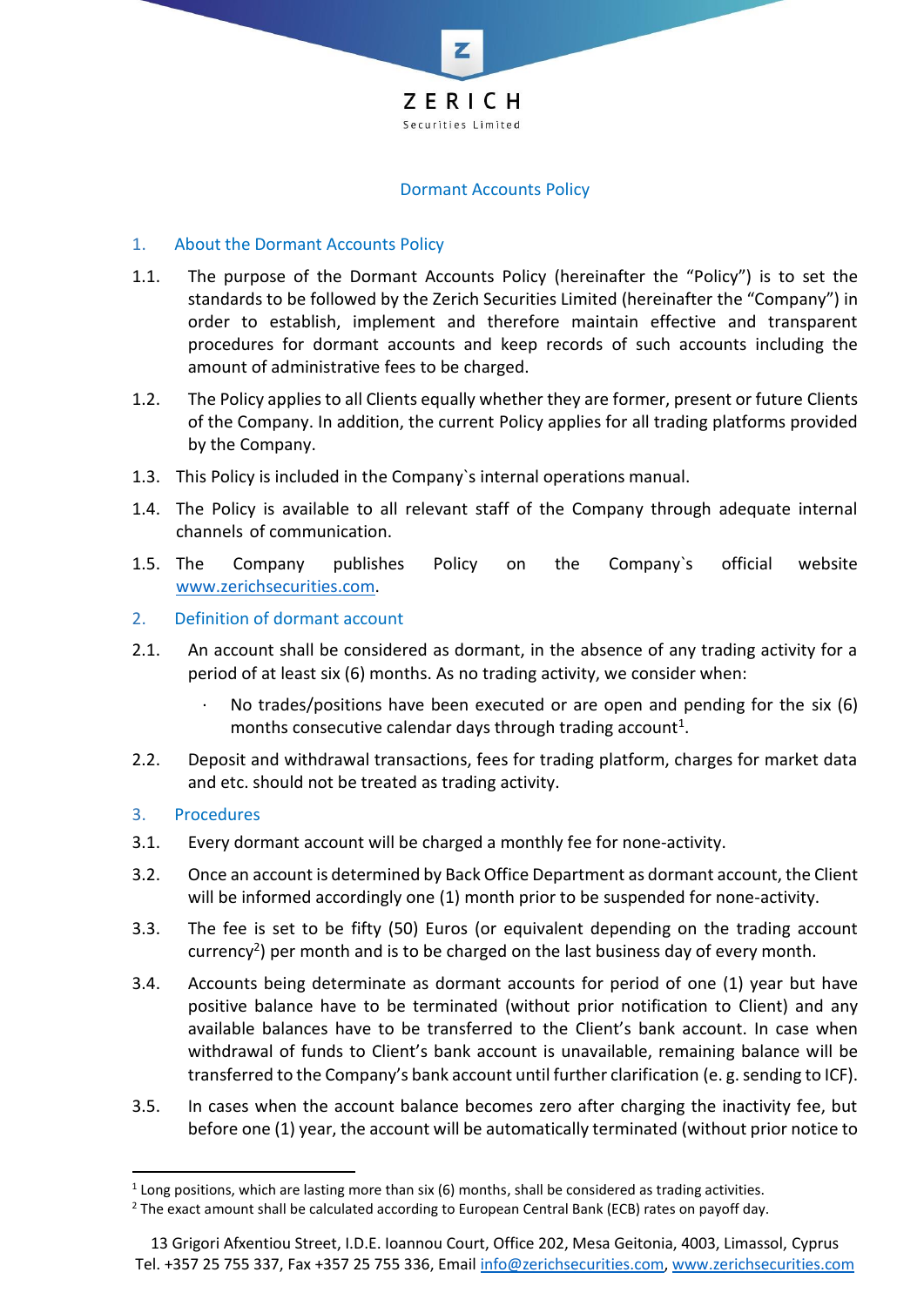# Dormant Accounts Policy

## 1. About the Dormant Accounts Policy

1.1. The purpose of the Dormant Accounts Policy (hereinafter the "Policy") is to set the standards to be followed by the Zerich Securities Limited (hereinafter the "Company") in order to establish, implement and therefore maintain effective and transparent procedures for dormant accounts and keep records of such accounts including the amount of administrative fees to be charged.

1.2. The Policy applies to all Clients equally whether they are former, present or future Clients of the Company. In addition, the current Policy applies for all trading platforms provided by the Company.

1.3. This Policy is included in the Company`s internal operations manual.

1.4. The Policy is available to all relevant staff of the Company through adequate internal channels of communication.

1.5. The Company publishes Policy on the Company`s official website www.zerichsecurities.com.

## 2. Definition of dormant account

2.1. An account shall be considered as dormant, in the absence of any trading activity for a period of at least six (6) months. As no trading activity, we consider when:

- No trades/positions have been executed or are open and pending for the six (6) months consecutive calendar days through trading account[1].

2.2. Deposit and withdrawal transactions, fees for trading platform, charges for market data and etc. should not be treated as trading activity.

## 3. Procedures

3.1. Every dormant account will be charged a monthly fee for none-activity.

3.2. Once an account is determined by Back Office Department as dormant account, the Client will be informed accordingly one (1) month prior to be suspended for none-activity.

3.3. The fee is set to be fifty (50) Euros (or equivalent depending on the trading account currency[2]) per month and is to be charged on the last business day of every month.

3.4. Accounts being determinate as dormant accounts for period of one (1) year but have positive balance have to be terminated (without prior notification to Client) and any available balances have to be transferred to the Client's bank account. In case when withdrawal of funds to Client's bank account is unavailable, remaining balance will be transferred to the Company's bank account until further clarification (e. g. sending to ICF).

3.5. In cases when the account balance becomes zero after charging the inactivity fee, but before one (1) year, the account will be automatically terminated (without prior notice to

---

[1] Long positions, which are lasting more than six (6) months, shall be considered as trading activities.

[2] The exact amount shall be calculated according to European Central Bank (ECB) rates on payoff day.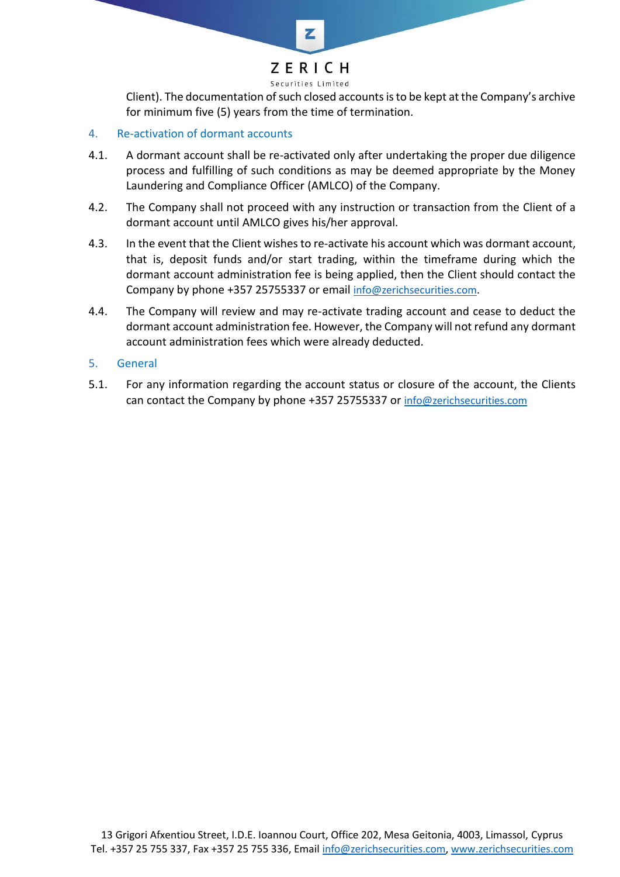Client). The documentation of such closed accounts is to be kept at the Company's archive for minimum five (5) years from the time of termination.

## 4. Re-activation of dormant accounts

4.1. A dormant account shall be re-activated only after undertaking the proper due diligence process and fulfilling of such conditions as may be deemed appropriate by the Money Laundering and Compliance Officer (AMLCO) of the Company.

4.2. The Company shall not proceed with any instruction or transaction from the Client of a dormant account until AMLCO gives his/her approval.

4.3. In the event that the Client wishes to re-activate his account which was dormant account, that is, deposit funds and/or start trading, within the timeframe during which the dormant account administration fee is being applied, then the Client should contact the Company by phone +357 25755337 or email info@zerichsecurities.com.

4.4. The Company will review and may re-activate trading account and cease to deduct the dormant account administration fee. However, the Company will not refund any dormant account administration fees which were already deducted.

## 5. General

5.1. For any information regarding the account status or closure of the account, the Clients can contact the Company by phone +357 25755337 or info@zerichsecurities.com